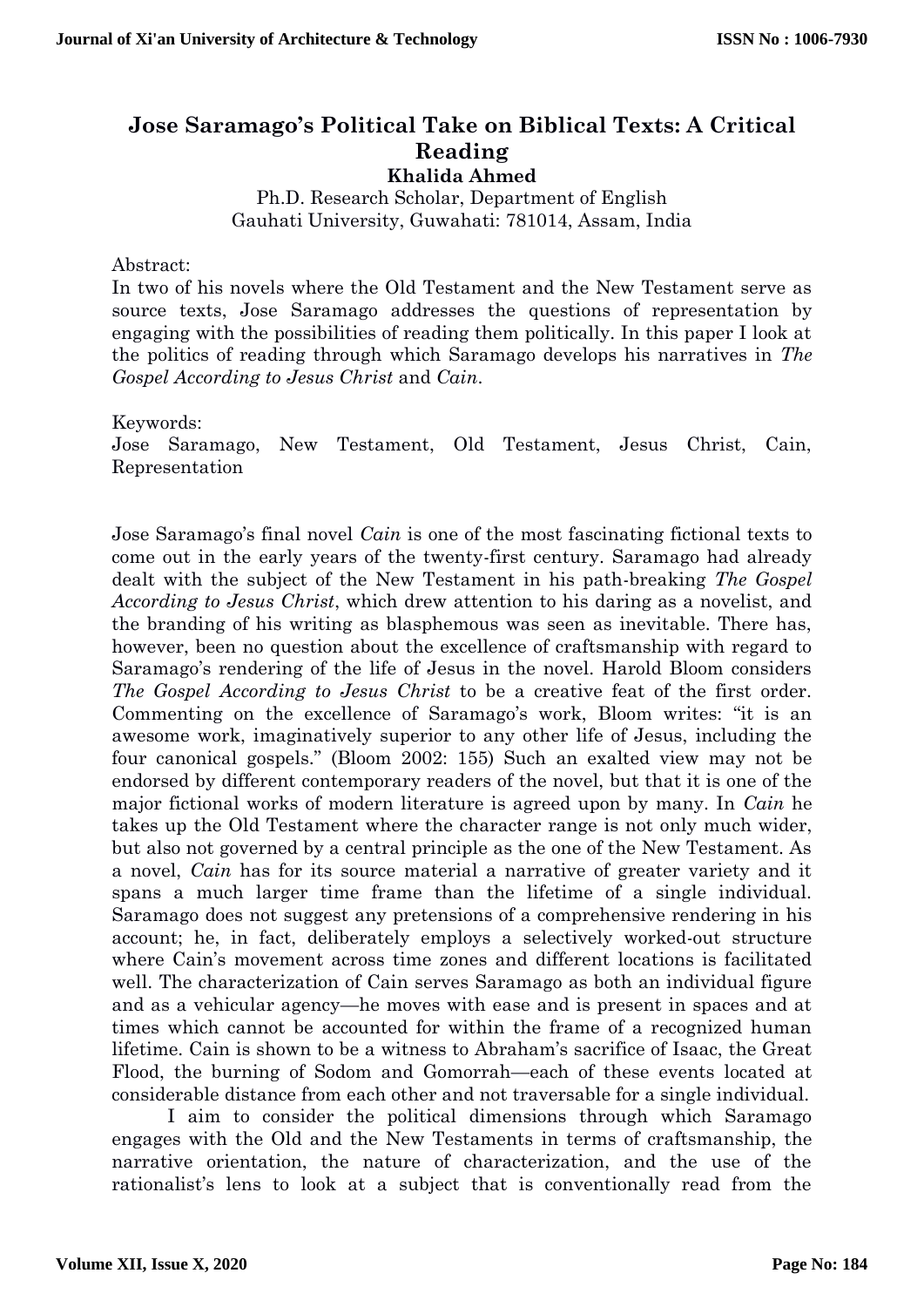# Jose Saramago's Political Take on Biblical Texts: A Critical Reading

**Khalida Ahmed**

Ph.D. Research Scholar, Department of English
Gauhati University, Guwahati: 781014, Assam, India

Abstract:
In two of his novels where the Old Testament and the New Testament serve as source texts, Jose Saramago addresses the questions of representation by engaging with the possibilities of reading them politically. In this paper I look at the politics of reading through which Saramago develops his narratives in *The Gospel According to Jesus Christ* and *Cain*.

Keywords:
Jose Saramago, New Testament, Old Testament, Jesus Christ, Cain, Representation

Jose Saramago's final novel *Cain* is one of the most fascinating fictional texts to come out in the early years of the twenty-first century. Saramago had already dealt with the subject of the New Testament in his path-breaking *The Gospel According to Jesus Christ*, which drew attention to his daring as a novelist, and the branding of his writing as blasphemous was seen as inevitable. There has, however, been no question about the excellence of craftsmanship with regard to Saramago's rendering of the life of Jesus in the novel. Harold Bloom considers *The Gospel According to Jesus Christ* to be a creative feat of the first order. Commenting on the excellence of Saramago's work, Bloom writes: "it is an awesome work, imaginatively superior to any other life of Jesus, including the four canonical gospels." (Bloom 2002: 155) Such an exalted view may not be endorsed by different contemporary readers of the novel, but that it is one of the major fictional works of modern literature is agreed upon by many. In *Cain* he takes up the Old Testament where the character range is not only much wider, but also not governed by a central principle as the one of the New Testament. As a novel, *Cain* has for its source material a narrative of greater variety and it spans a much larger time frame than the lifetime of a single individual. Saramago does not suggest any pretensions of a comprehensive rendering in his account; he, in fact, deliberately employs a selectively worked-out structure where Cain's movement across time zones and different locations is facilitated well. The characterization of Cain serves Saramago as both an individual figure and as a vehicular agency—he moves with ease and is present in spaces and at times which cannot be accounted for within the frame of a recognized human lifetime. Cain is shown to be a witness to Abraham's sacrifice of Isaac, the Great Flood, the burning of Sodom and Gomorrah—each of these events located at considerable distance from each other and not traversable for a single individual.

I aim to consider the political dimensions through which Saramago engages with the Old and the New Testaments in terms of craftsmanship, the narrative orientation, the nature of characterization, and the use of the rationalist's lens to look at a subject that is conventionally read from the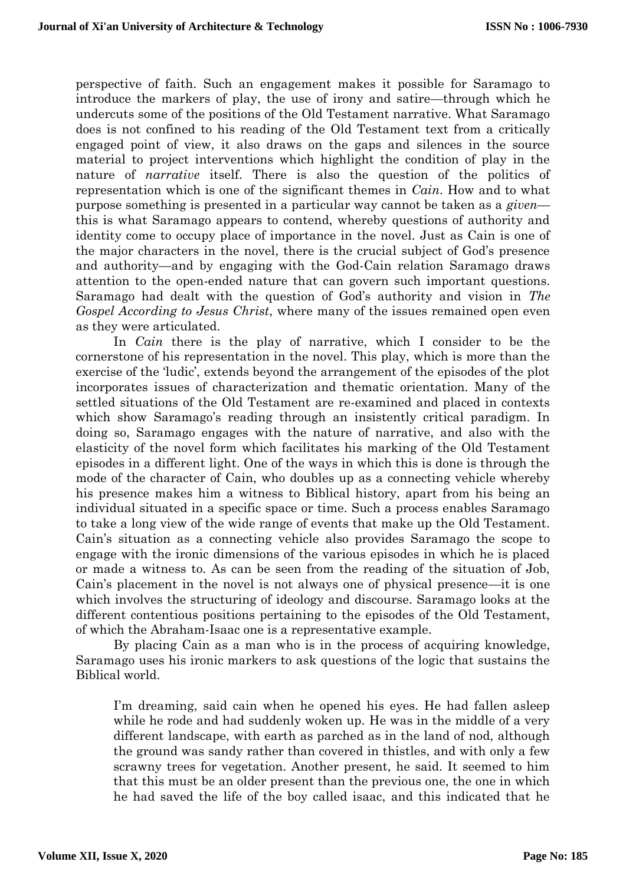perspective of faith. Such an engagement makes it possible for Saramago to introduce the markers of play, the use of irony and satire—through which he undercuts some of the positions of the Old Testament narrative. What Saramago does is not confined to his reading of the Old Testament text from a critically engaged point of view, it also draws on the gaps and silences in the source material to project interventions which highlight the condition of play in the nature of *narrative* itself. There is also the question of the politics of representation which is one of the significant themes in *Cain*. How and to what purpose something is presented in a particular way cannot be taken as a *given*—this is what Saramago appears to contend, whereby questions of authority and identity come to occupy place of importance in the novel. Just as Cain is one of the major characters in the novel, there is the crucial subject of God's presence and authority—and by engaging with the God-Cain relation Saramago draws attention to the open-ended nature that can govern such important questions. Saramago had dealt with the question of God's authority and vision in *The Gospel According to Jesus Christ*, where many of the issues remained open even as they were articulated.

In *Cain* there is the play of narrative, which I consider to be the cornerstone of his representation in the novel. This play, which is more than the exercise of the 'ludic', extends beyond the arrangement of the episodes of the plot incorporates issues of characterization and thematic orientation. Many of the settled situations of the Old Testament are re-examined and placed in contexts which show Saramago's reading through an insistently critical paradigm. In doing so, Saramago engages with the nature of narrative, and also with the elasticity of the novel form which facilitates his marking of the Old Testament episodes in a different light. One of the ways in which this is done is through the mode of the character of Cain, who doubles up as a connecting vehicle whereby his presence makes him a witness to Biblical history, apart from his being an individual situated in a specific space or time. Such a process enables Saramago to take a long view of the wide range of events that make up the Old Testament. Cain's situation as a connecting vehicle also provides Saramago the scope to engage with the ironic dimensions of the various episodes in which he is placed or made a witness to. As can be seen from the reading of the situation of Job, Cain's placement in the novel is not always one of physical presence—it is one which involves the structuring of ideology and discourse. Saramago looks at the different contentious positions pertaining to the episodes of the Old Testament, of which the Abraham-Isaac one is a representative example.

By placing Cain as a man who is in the process of acquiring knowledge, Saramago uses his ironic markers to ask questions of the logic that sustains the Biblical world.

> I'm dreaming, said cain when he opened his eyes. He had fallen asleep while he rode and had suddenly woken up. He was in the middle of a very different landscape, with earth as parched as in the land of nod, although the ground was sandy rather than covered in thistles, and with only a few scrawny trees for vegetation. Another present, he said. It seemed to him that this must be an older present than the previous one, the one in which he had saved the life of the boy called isaac, and this indicated that he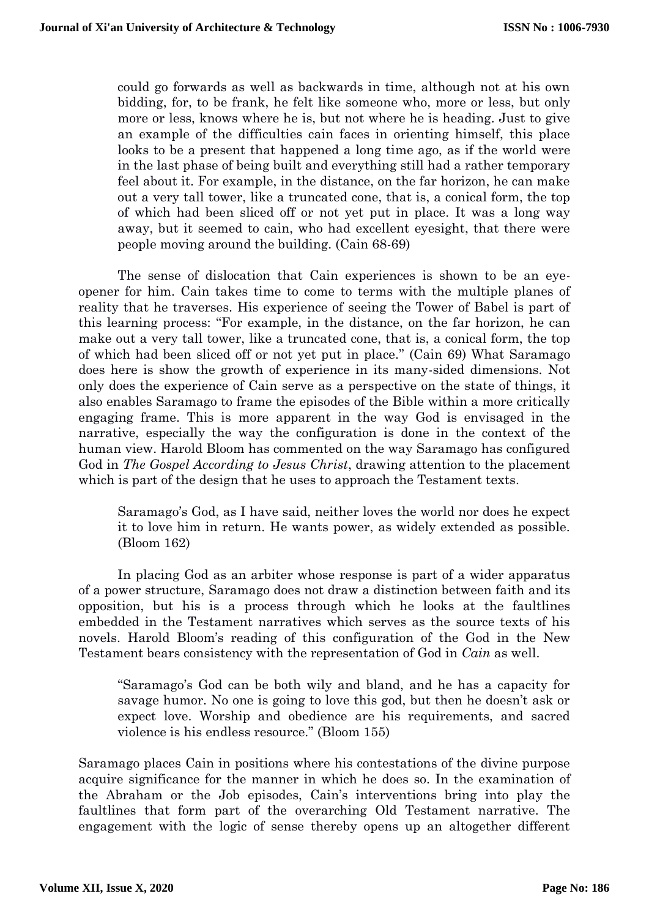> could go forwards as well as backwards in time, although not at his own bidding, for, to be frank, he felt like someone who, more or less, but only more or less, knows where he is, but not where he is heading. Just to give an example of the difficulties cain faces in orienting himself, this place looks to be a present that happened a long time ago, as if the world were in the last phase of being built and everything still had a rather temporary feel about it. For example, in the distance, on the far horizon, he can make out a very tall tower, like a truncated cone, that is, a conical form, the top of which had been sliced off or not yet put in place. It was a long way away, but it seemed to cain, who had excellent eyesight, that there were people moving around the building. (Cain 68-69)

The sense of dislocation that Cain experiences is shown to be an eye-opener for him. Cain takes time to come to terms with the multiple planes of reality that he traverses. His experience of seeing the Tower of Babel is part of this learning process: "For example, in the distance, on the far horizon, he can make out a very tall tower, like a truncated cone, that is, a conical form, the top of which had been sliced off or not yet put in place." (Cain 69) What Saramago does here is show the growth of experience in its many-sided dimensions. Not only does the experience of Cain serve as a perspective on the state of things, it also enables Saramago to frame the episodes of the Bible within a more critically engaging frame. This is more apparent in the way God is envisaged in the narrative, especially the way the configuration is done in the context of the human view. Harold Bloom has commented on the way Saramago has configured God in *The Gospel According to Jesus Christ*, drawing attention to the placement which is part of the design that he uses to approach the Testament texts.

> Saramago's God, as I have said, neither loves the world nor does he expect it to love him in return. He wants power, as widely extended as possible. (Bloom 162)

In placing God as an arbiter whose response is part of a wider apparatus of a power structure, Saramago does not draw a distinction between faith and its opposition, but his is a process through which he looks at the faultlines embedded in the Testament narratives which serves as the source texts of his novels. Harold Bloom's reading of this configuration of the God in the New Testament bears consistency with the representation of God in *Cain* as well.

> "Saramago's God can be both wily and bland, and he has a capacity for savage humor. No one is going to love this god, but then he doesn't ask or expect love. Worship and obedience are his requirements, and sacred violence is his endless resource." (Bloom 155)

Saramago places Cain in positions where his contestations of the divine purpose acquire significance for the manner in which he does so. In the examination of the Abraham or the Job episodes, Cain's interventions bring into play the faultlines that form part of the overarching Old Testament narrative. The engagement with the logic of sense thereby opens up an altogether different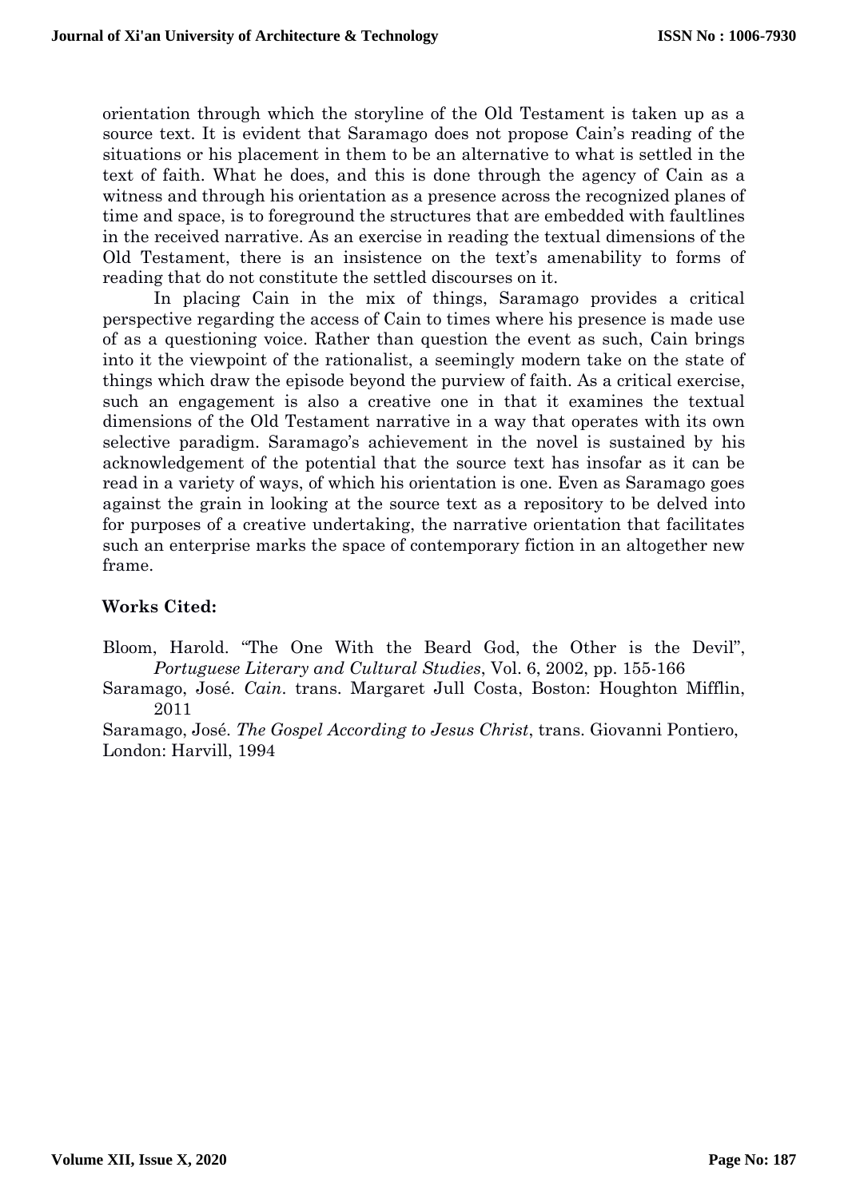orientation through which the storyline of the Old Testament is taken up as a source text. It is evident that Saramago does not propose Cain's reading of the situations or his placement in them to be an alternative to what is settled in the text of faith. What he does, and this is done through the agency of Cain as a witness and through his orientation as a presence across the recognized planes of time and space, is to foreground the structures that are embedded with faultlines in the received narrative. As an exercise in reading the textual dimensions of the Old Testament, there is an insistence on the text's amenability to forms of reading that do not constitute the settled discourses on it.

In placing Cain in the mix of things, Saramago provides a critical perspective regarding the access of Cain to times where his presence is made use of as a questioning voice. Rather than question the event as such, Cain brings into it the viewpoint of the rationalist, a seemingly modern take on the state of things which draw the episode beyond the purview of faith. As a critical exercise, such an engagement is also a creative one in that it examines the textual dimensions of the Old Testament narrative in a way that operates with its own selective paradigm. Saramago's achievement in the novel is sustained by his acknowledgement of the potential that the source text has insofar as it can be read in a variety of ways, of which his orientation is one. Even as Saramago goes against the grain in looking at the source text as a repository to be delved into for purposes of a creative undertaking, the narrative orientation that facilitates such an enterprise marks the space of contemporary fiction in an altogether new frame.

### Works Cited:

Bloom, Harold. "The One With the Beard God, the Other is the Devil", *Portuguese Literary and Cultural Studies*, Vol. 6, 2002, pp. 155-166

Saramago, José. *Cain*. trans. Margaret Jull Costa, Boston: Houghton Mifflin, 2011

Saramago, José. *The Gospel According to Jesus Christ*, trans. Giovanni Pontiero, London: Harvill, 1994